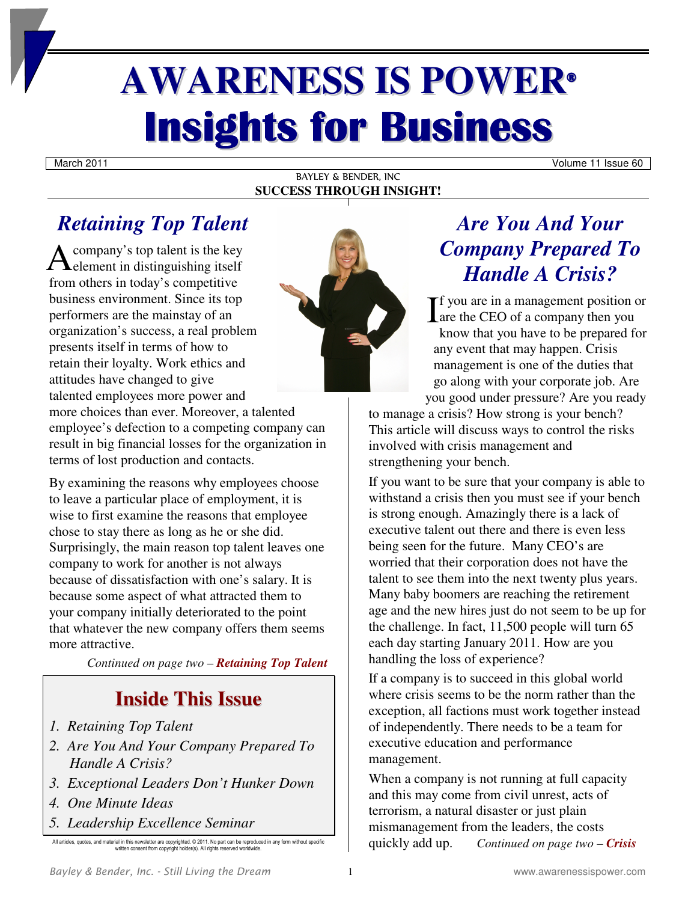# AWARENESS IS POWER®

# Insights for Business

March 2011 | Volume 11 Issue 60

BAYLEY & BENDER, INC

**SUCCESS THROUGH INSIGHT!**

## *Retaining Top Talent*

A company's top talent is the key element in distinguishing itself from others in today's competitive business environment. Since its top performers are the mainstay of an organization's success, a real problem presents itself in terms of how to retain their loyalty. Work ethics and attitudes have changed to give talented employees more power and more choices than ever. Moreover, a talented employee's defection to a competing company can result in big financial losses for the organization in terms of lost production and contacts.

By examining the reasons why employees choose to leave a particular place of employment, it is wise to first examine the reasons that employee chose to stay there as long as he or she did. Surprisingly, the main reason top talent leaves one company to work for another is not always because of dissatisfaction with one's salary. It is because some aspect of what attracted them to your company initially deteriorated to the point that whatever the new company offers them seems more attractive.

*Continued on page two –* ***Retaining Top Talent***

## Inside This Issue

1. *Retaining Top Talent*
2. *Are You And Your Company Prepared To Handle A Crisis?*
3. *Exceptional Leaders Don't Hunker Down*
4. *One Minute Ideas*
5. *Leadership Excellence Seminar*

All articles, quotes, and material in this newsletter are copyrighted. © 2011. No part can be reproduced in any form without specific written consent from copyright holder(s). All rights reserved worldwide.

## *Are You And Your Company Prepared To Handle A Crisis?*

If you are in a management position or are the CEO of a company then you know that you have to be prepared for any event that may happen. Crisis management is one of the duties that go along with your corporate job. Are you good under pressure? Are you ready to manage a crisis? How strong is your bench? This article will discuss ways to control the risks involved with crisis management and strengthening your bench.

If you want to be sure that your company is able to withstand a crisis then you must see if your bench is strong enough. Amazingly there is a lack of executive talent out there and there is even less being seen for the future. Many CEO's are worried that their corporation does not have the talent to see them into the next twenty plus years. Many baby boomers are reaching the retirement age and the new hires just do not seem to be up for the challenge. In fact, 11,500 people will turn 65 each day starting January 2011. How are you handling the loss of experience?

If a company is to succeed in this global world where crisis seems to be the norm rather than the exception, all factions must work together instead of independently. There needs to be a team for executive education and performance management.

When a company is not running at full capacity and this may come from civil unrest, acts of terrorism, a natural disaster or just plain mismanagement from the leaders, the costs quickly add up. *Continued on page two –* ***Crisis***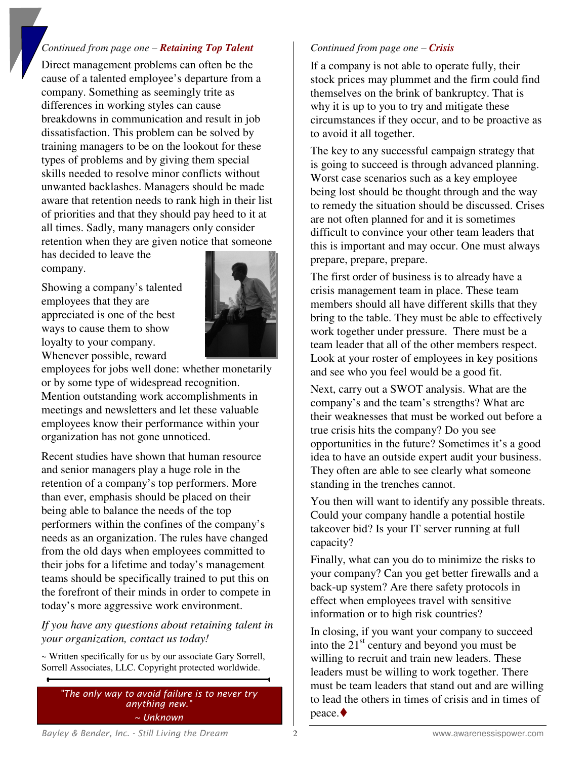*Continued from page one – **Retaining Top Talent***

Direct management problems can often be the cause of a talented employee's departure from a company. Something as seemingly trite as differences in working styles can cause breakdowns in communication and result in job dissatisfaction. This problem can be solved by training managers to be on the lookout for these types of problems and by giving them special skills needed to resolve minor conflicts without unwanted backlashes. Managers should be made aware that retention needs to rank high in their list of priorities and that they should pay heed to it at all times. Sadly, many managers only consider retention when they are given notice that someone has decided to leave the company.

Showing a company's talented employees that they are appreciated is one of the best ways to cause them to show loyalty to your company. Whenever possible, reward employees for jobs well done: whether monetarily or by some type of widespread recognition. Mention outstanding work accomplishments in meetings and newsletters and let these valuable employees know their performance within your organization has not gone unnoticed.

Recent studies have shown that human resource and senior managers play a huge role in the retention of a company's top performers. More than ever, emphasis should be placed on their being able to balance the needs of the top performers within the confines of the company's needs as an organization. The rules have changed from the old days when employees committed to their jobs for a lifetime and today's management teams should be specifically trained to put this on the forefront of their minds in order to compete in today's more aggressive work environment.

*If you have any questions about retaining talent in your organization, contact us today!*

~ Written specifically for us by our associate Gary Sorrell, Sorrell Associates, LLC. Copyright protected worldwide.

*"The only way to avoid failure is to never try anything new."*
*~ Unknown*

*Continued from page one – **Crisis***

If a company is not able to operate fully, their stock prices may plummet and the firm could find themselves on the brink of bankruptcy. That is why it is up to you to try and mitigate these circumstances if they occur, and to be proactive as to avoid it all together.

The key to any successful campaign strategy that is going to succeed is through advanced planning. Worst case scenarios such as a key employee being lost should be thought through and the way to remedy the situation should be discussed. Crises are not often planned for and it is sometimes difficult to convince your other team leaders that this is important and may occur. One must always prepare, prepare, prepare.

The first order of business is to already have a crisis management team in place. These team members should all have different skills that they bring to the table. They must be able to effectively work together under pressure. There must be a team leader that all of the other members respect. Look at your roster of employees in key positions and see who you feel would be a good fit.

Next, carry out a SWOT analysis. What are the company's and the team's strengths? What are their weaknesses that must be worked out before a true crisis hits the company? Do you see opportunities in the future? Sometimes it's a good idea to have an outside expert audit your business. They often are able to see clearly what someone standing in the trenches cannot.

You then will want to identify any possible threats. Could your company handle a potential hostile takeover bid? Is your IT server running at full capacity?

Finally, what can you do to minimize the risks to your company? Can you get better firewalls and a back-up system? Are there safety protocols in effect when employees travel with sensitive information or to high risk countries?

In closing, if you want your company to succeed into the 21st century and beyond you must be willing to recruit and train new leaders. These leaders must be willing to work together. There must be team leaders that stand out and are willing to lead the others in times of crisis and in times of peace.♦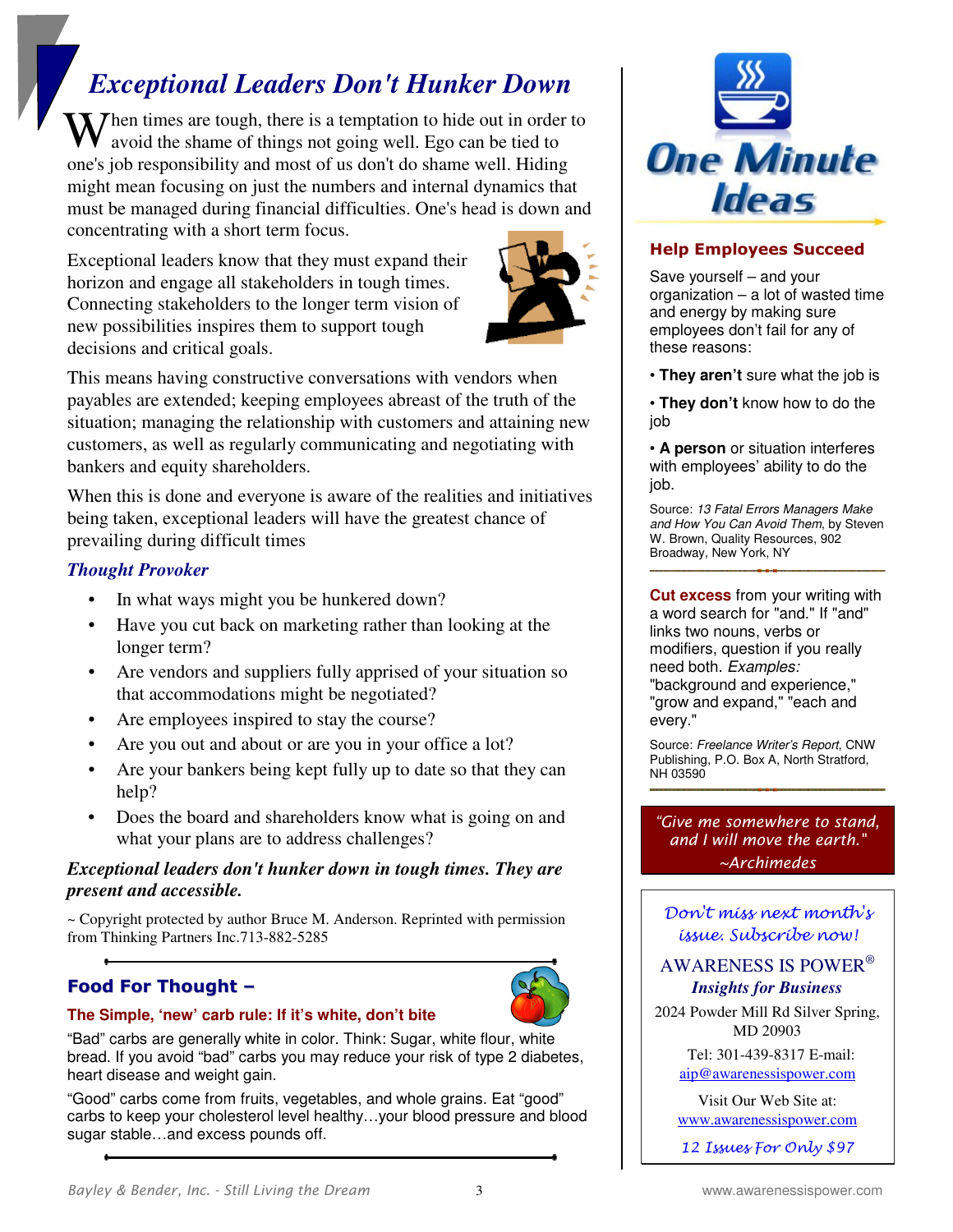# Exceptional Leaders Don't Hunker Down

When times are tough, there is a temptation to hide out in order to avoid the shame of things not going well. Ego can be tied to one's job responsibility and most of us don't do shame well. Hiding might mean focusing on just the numbers and internal dynamics that must be managed during financial difficulties. One's head is down and concentrating with a short term focus.

Exceptional leaders know that they must expand their horizon and engage all stakeholders in tough times. Connecting stakeholders to the longer term vision of new possibilities inspires them to support tough decisions and critical goals.

This means having constructive conversations with vendors when payables are extended; keeping employees abreast of the truth of the situation; managing the relationship with customers and attaining new customers, as well as regularly communicating and negotiating with bankers and equity shareholders.

When this is done and everyone is aware of the realities and initiatives being taken, exceptional leaders will have the greatest chance of prevailing during difficult times

### *Thought Provoker*

- In what ways might you be hunkered down?
- Have you cut back on marketing rather than looking at the longer term?
- Are vendors and suppliers fully apprised of your situation so that accommodations might be negotiated?
- Are employees inspired to stay the course?
- Are you out and about or are you in your office a lot?
- Are your bankers being kept fully up to date so that they can help?
- Does the board and shareholders know what is going on and what your plans are to address challenges?

***Exceptional leaders don't hunker down in tough times. They are present and accessible.***

~ Copyright protected by author Bruce M. Anderson. Reprinted with permission from Thinking Partners Inc.713-882-5285

## Food For Thought –

**The Simple, 'new' carb rule: If it's white, don't bite**

"Bad" carbs are generally white in color. Think: Sugar, white flour, white bread. If you avoid "bad" carbs you may reduce your risk of type 2 diabetes, heart disease and weight gain.

"Good" carbs come from fruits, vegetables, and whole grains. Eat "good" carbs to keep your cholesterol level healthy…your blood pressure and blood sugar stable…and excess pounds off.

# One Minute Ideas

### Help Employees Succeed

Save yourself – and your organization – a lot of wasted time and energy by making sure employees don't fail for any of these reasons:

- **They aren't** sure what the job is
- **They don't** know how to do the job
- **A person** or situation interferes with employees' ability to do the job.

Source: *13 Fatal Errors Managers Make and How You Can Avoid Them*, by Steven W. Brown, Quality Resources, 902 Broadway, New York, NY

**Cut excess** from your writing with a word search for "and." If "and" links two nouns, verbs or modifiers, question if you really need both. *Examples:* "background and experience," "grow and expand," "each and every."

Source: *Freelance Writer's Report*, CNW Publishing, P.O. Box A, North Stratford, NH 03590

*"Give me somewhere to stand, and I will move the earth."*
*~Archimedes*

*Don't miss next month's issue. Subscribe now!*

AWARENESS IS POWER®
***Insights for Business***

2024 Powder Mill Rd Silver Spring, MD 20903

Tel: 301-439-8317 E-mail: aip@awarenessispower.com

Visit Our Web Site at: www.awarenessispower.com

*12 Issues For Only $97*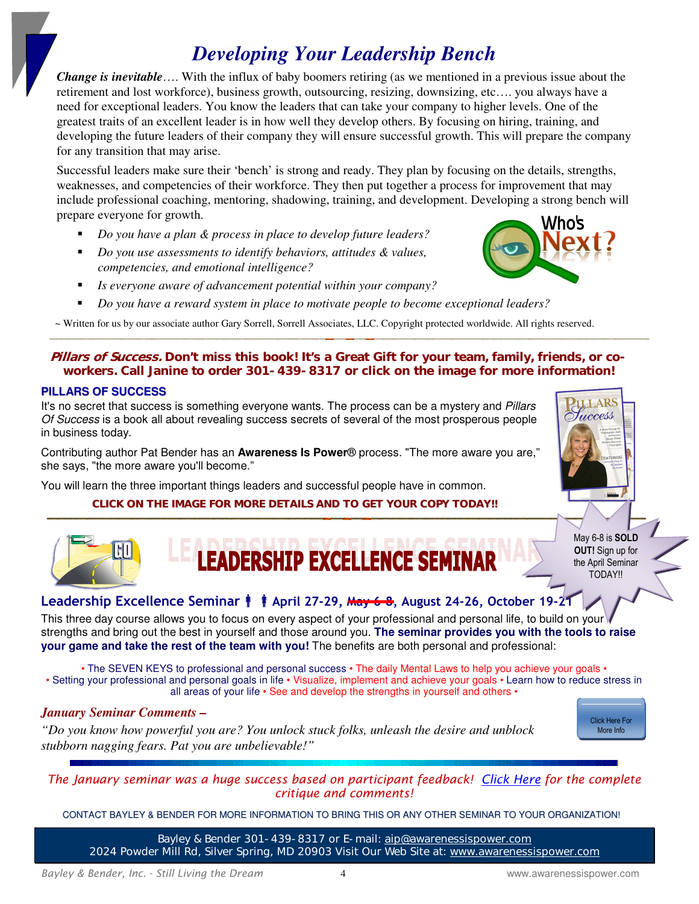# *Developing Your Leadership Bench*

***Change is inevitable***…. With the influx of baby boomers retiring (as we mentioned in a previous issue about the retirement and lost workforce), business growth, outsourcing, resizing, downsizing, etc…. you always have a need for exceptional leaders. You know the leaders that can take your company to higher levels. One of the greatest traits of an excellent leader is in how well they develop others. By focusing on hiring, training, and developing the future leaders of their company they will ensure successful growth. This will prepare the company for any transition that may arise.

Successful leaders make sure their 'bench' is strong and ready. They plan by focusing on the details, strengths, weaknesses, and competencies of their workforce. They then put together a process for improvement that may include professional coaching, mentoring, shadowing, training, and development. Developing a strong bench will prepare everyone for growth.

- *Do you have a plan & process in place to develop future leaders?*
- *Do you use assessments to identify behaviors, attitudes & values, competencies, and emotional intelligence?*
- *Is everyone aware of advancement potential within your company?*
- *Do you have a reward system in place to motivate people to become exceptional leaders?*

Who's Next?

~ Written for us by our associate author Gary Sorrell, Sorrell Associates, LLC. Copyright protected worldwide. All rights reserved.

**_Pillars of Success._ Don't miss this book! It's a Great Gift for your team, family, friends, or co-workers. Call Janine to order 301-439-8317 or click on the image for more information!**

### PILLARS OF SUCCESS

It's no secret that success is something everyone wants. The process can be a mystery and *Pillars Of Success* is a book all about revealing success secrets of several of the most prosperous people in business today.

Contributing author Pat Bender has an **Awareness Is Power**® process. "The more aware you are," she says, "the more aware you'll become."

You will learn the three important things leaders and successful people have in common.

**CLICK ON THE IMAGE FOR MORE DETAILS AND TO GET YOUR COPY TODAY!!**

# LEADERSHIP EXCELLENCE SEMINAR

May 6-8 is **SOLD OUT!** Sign up for the April Seminar TODAY!!

## Leadership Excellence Seminar April 27-29, ~~May 6-8~~, August 24-26, October 19-21

This three day course allows you to focus on every aspect of your professional and personal life, to build on your strengths and bring out the best in yourself and those around you. **The seminar provides you with the tools to raise your game and take the rest of the team with you!** The benefits are both personal and professional:

• The SEVEN KEYS to professional and personal success • The daily Mental Laws to help you achieve your goals • • Setting your professional and personal goals in life • Visualize, implement and achieve your goals • Learn how to reduce stress in all areas of your life • See and develop the strengths in yourself and others •

### *January Seminar Comments –*

*"Do you know how powerful you are? You unlock stuck folks, unleash the desire and unblock stubborn nagging fears. Pat you are unbelievable!"*

Click Here For More Info

*The January seminar was a huge success based on participant feedback! Click Here for the complete critique and comments!*

CONTACT BAYLEY & BENDER FOR MORE INFORMATION TO BRING THIS OR ANY OTHER SEMINAR TO YOUR ORGANIZATION!

Bayley & Bender 301-439-8317 or E-mail: aip@awarenessispower.com
2024 Powder Mill Rd, Silver Spring, MD 20903 Visit Our Web Site at: www.awarenessispower.com